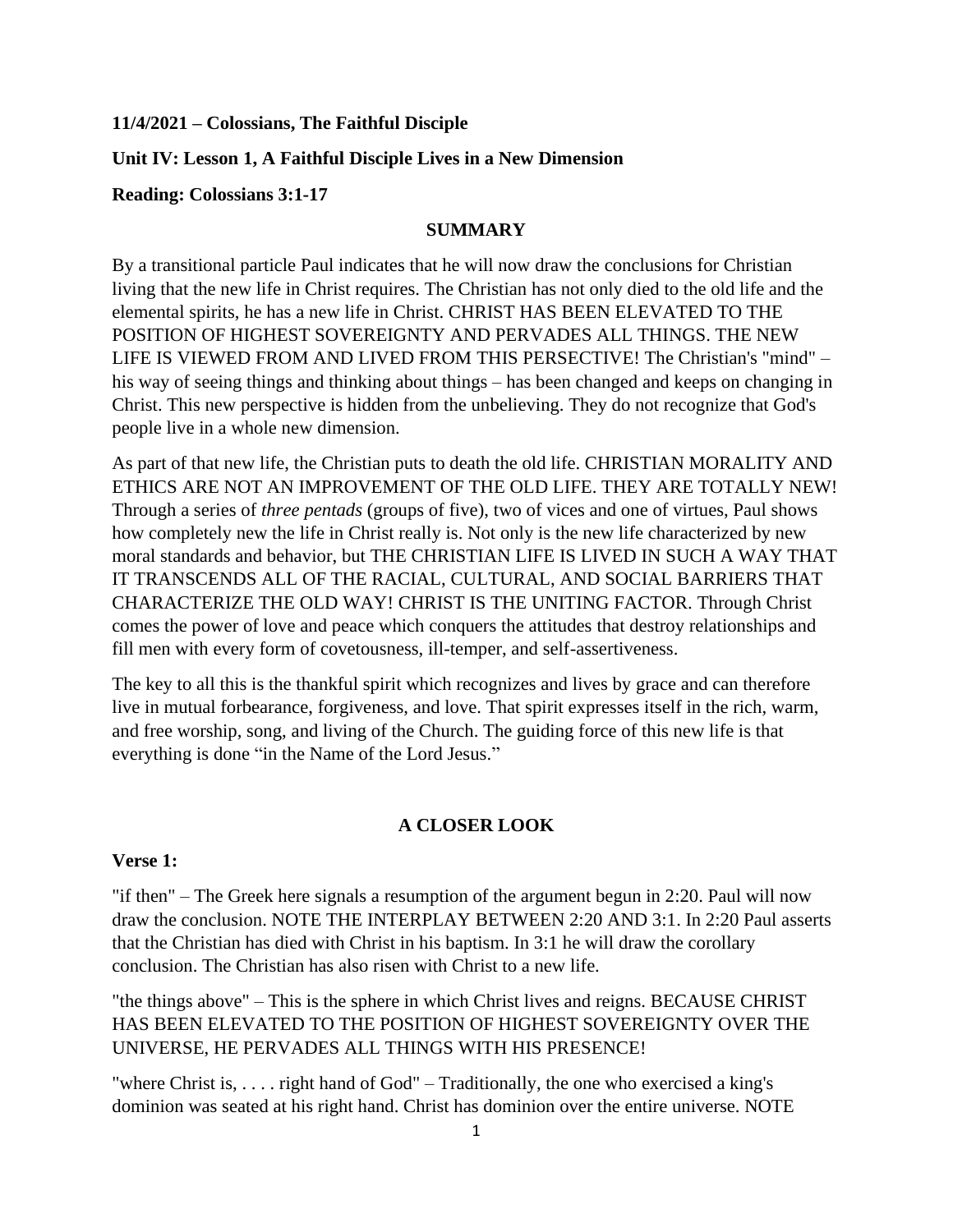**11/4/2021 – Colossians, The Faithful Disciple**

**Unit IV: Lesson 1, A Faithful Disciple Lives in a New Dimension**

**Reading: Colossians 3:1-17**

## SUMMARY

By a transitional particle Paul indicates that he will now draw the conclusions for Christian living that the new life in Christ requires. The Christian has not only died to the old life and the elemental spirits, he has a new life in Christ. CHRIST HAS BEEN ELEVATED TO THE POSITION OF HIGHEST SOVEREIGNTY AND PERVADES ALL THINGS. THE NEW LIFE IS VIEWED FROM AND LIVED FROM THIS PERSECTIVE! The Christian's "mind" – his way of seeing things and thinking about things – has been changed and keeps on changing in Christ. This new perspective is hidden from the unbelieving. They do not recognize that God's people live in a whole new dimension.

As part of that new life, the Christian puts to death the old life. CHRISTIAN MORALITY AND ETHICS ARE NOT AN IMPROVEMENT OF THE OLD LIFE. THEY ARE TOTALLY NEW! Through a series of *three pentads* (groups of five), two of vices and one of virtues, Paul shows how completely new the life in Christ really is. Not only is the new life characterized by new moral standards and behavior, but THE CHRISTIAN LIFE IS LIVED IN SUCH A WAY THAT IT TRANSCENDS ALL OF THE RACIAL, CULTURAL, AND SOCIAL BARRIERS THAT CHARACTERIZE THE OLD WAY! CHRIST IS THE UNITING FACTOR. Through Christ comes the power of love and peace which conquers the attitudes that destroy relationships and fill men with every form of covetousness, ill-temper, and self-assertiveness.

The key to all this is the thankful spirit which recognizes and lives by grace and can therefore live in mutual forbearance, forgiveness, and love. That spirit expresses itself in the rich, warm, and free worship, song, and living of the Church. The guiding force of this new life is that everything is done "in the Name of the Lord Jesus."

## A CLOSER LOOK

**Verse 1:**

"if then" – The Greek here signals a resumption of the argument begun in 2:20. Paul will now draw the conclusion. NOTE THE INTERPLAY BETWEEN 2:20 AND 3:1. In 2:20 Paul asserts that the Christian has died with Christ in his baptism. In 3:1 he will draw the corollary conclusion. The Christian has also risen with Christ to a new life.

"the things above" – This is the sphere in which Christ lives and reigns. BECAUSE CHRIST HAS BEEN ELEVATED TO THE POSITION OF HIGHEST SOVEREIGNTY OVER THE UNIVERSE, HE PERVADES ALL THINGS WITH HIS PRESENCE!

"where Christ is, . . . . right hand of God" – Traditionally, the one who exercised a king's dominion was seated at his right hand. Christ has dominion over the entire universe. NOTE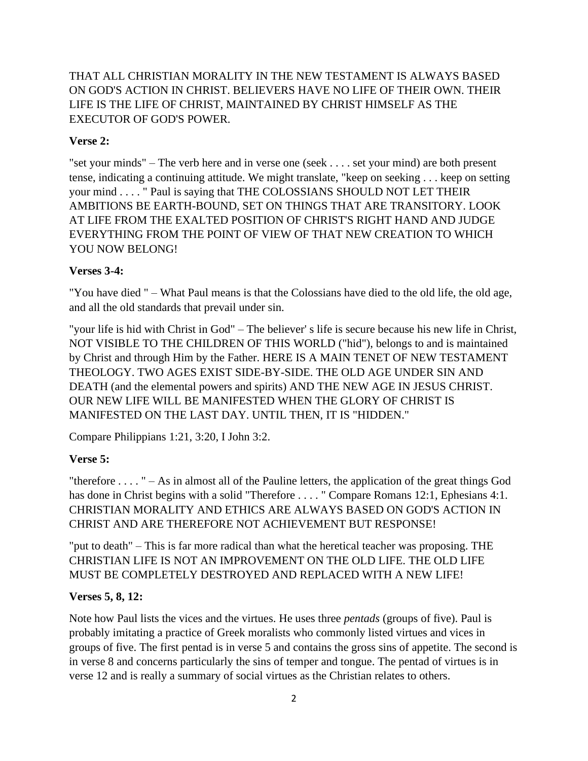THAT ALL CHRISTIAN MORALITY IN THE NEW TESTAMENT IS ALWAYS BASED ON GOD'S ACTION IN CHRIST. BELIEVERS HAVE NO LIFE OF THEIR OWN. THEIR LIFE IS THE LIFE OF CHRIST, MAINTAINED BY CHRIST HIMSELF AS THE EXECUTOR OF GOD'S POWER.

**Verse 2:**

"set your minds" – The verb here and in verse one (seek . . . . set your mind) are both present tense, indicating a continuing attitude. We might translate, "keep on seeking . . . keep on setting your mind . . . . " Paul is saying that THE COLOSSIANS SHOULD NOT LET THEIR AMBITIONS BE EARTH-BOUND, SET ON THINGS THAT ARE TRANSITORY. LOOK AT LIFE FROM THE EXALTED POSITION OF CHRIST'S RIGHT HAND AND JUDGE EVERYTHING FROM THE POINT OF VIEW OF THAT NEW CREATION TO WHICH YOU NOW BELONG!

**Verses 3-4:**

"You have died " – What Paul means is that the Colossians have died to the old life, the old age, and all the old standards that prevail under sin.

"your life is hid with Christ in God" – The believer' s life is secure because his new life in Christ, NOT VISIBLE TO THE CHILDREN OF THIS WORLD ("hid"), belongs to and is maintained by Christ and through Him by the Father. HERE IS A MAIN TENET OF NEW TESTAMENT THEOLOGY. TWO AGES EXIST SIDE-BY-SIDE. THE OLD AGE UNDER SIN AND DEATH (and the elemental powers and spirits) AND THE NEW AGE IN JESUS CHRIST. OUR NEW LIFE WILL BE MANIFESTED WHEN THE GLORY OF CHRIST IS MANIFESTED ON THE LAST DAY. UNTIL THEN, IT IS "HIDDEN."

Compare Philippians 1:21, 3:20, I John 3:2.

**Verse 5:**

"therefore . . . . " – As in almost all of the Pauline letters, the application of the great things God has done in Christ begins with a solid "Therefore . . . . " Compare Romans 12:1, Ephesians 4:1. CHRISTIAN MORALITY AND ETHICS ARE ALWAYS BASED ON GOD'S ACTION IN CHRIST AND ARE THEREFORE NOT ACHIEVEMENT BUT RESPONSE!

"put to death" – This is far more radical than what the heretical teacher was proposing. THE CHRISTIAN LIFE IS NOT AN IMPROVEMENT ON THE OLD LIFE. THE OLD LIFE MUST BE COMPLETELY DESTROYED AND REPLACED WITH A NEW LIFE!

**Verses 5, 8, 12:**

Note how Paul lists the vices and the virtues. He uses three *pentads* (groups of five). Paul is probably imitating a practice of Greek moralists who commonly listed virtues and vices in groups of five. The first pentad is in verse 5 and contains the gross sins of appetite. The second is in verse 8 and concerns particularly the sins of temper and tongue. The pentad of virtues is in verse 12 and is really a summary of social virtues as the Christian relates to others.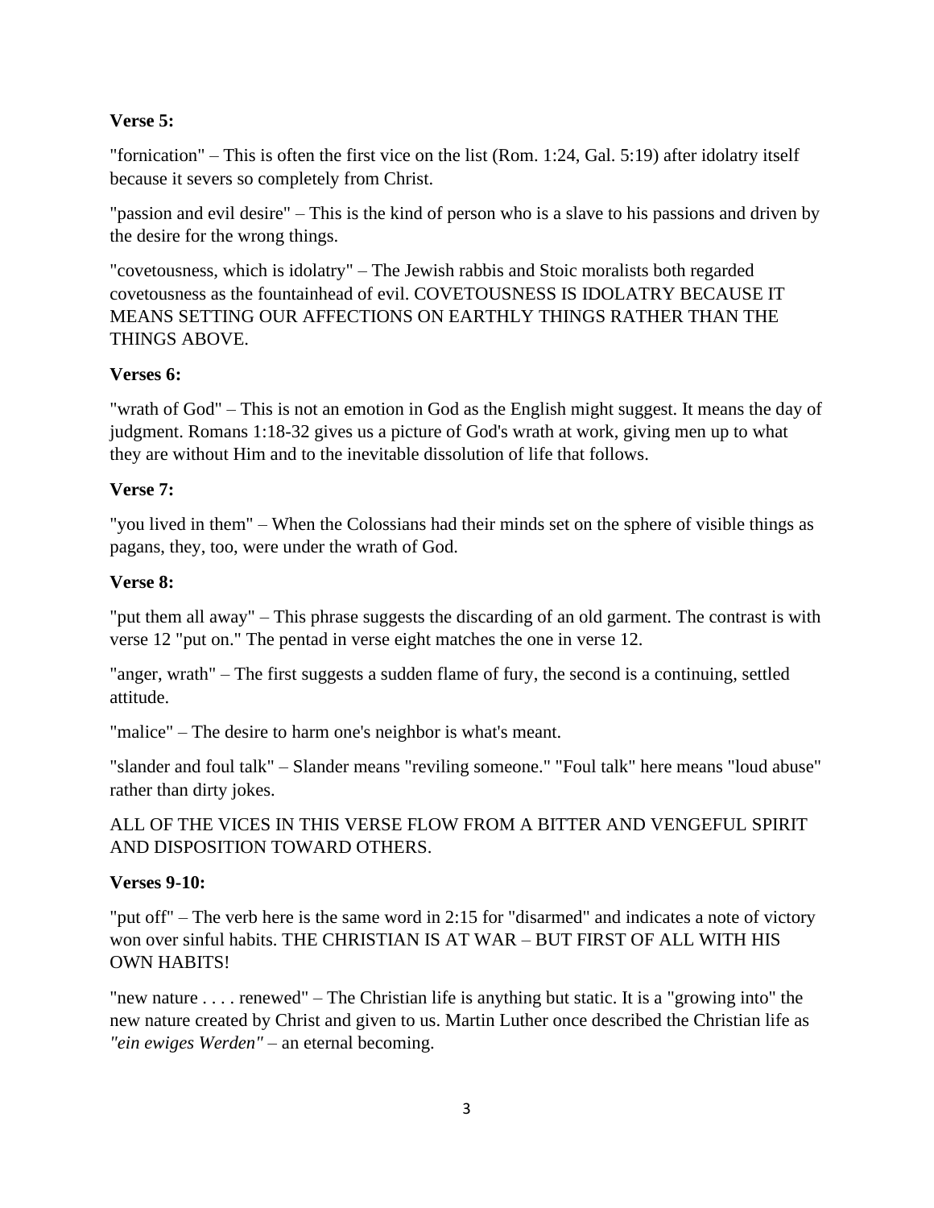**Verse 5:**

"fornication" – This is often the first vice on the list (Rom. 1:24, Gal. 5:19) after idolatry itself because it severs so completely from Christ.

"passion and evil desire" – This is the kind of person who is a slave to his passions and driven by the desire for the wrong things.

"covetousness, which is idolatry" – The Jewish rabbis and Stoic moralists both regarded covetousness as the fountainhead of evil. COVETOUSNESS IS IDOLATRY BECAUSE IT MEANS SETTING OUR AFFECTIONS ON EARTHLY THINGS RATHER THAN THE THINGS ABOVE.

**Verses 6:**

"wrath of God" – This is not an emotion in God as the English might suggest. It means the day of judgment. Romans 1:18-32 gives us a picture of God's wrath at work, giving men up to what they are without Him and to the inevitable dissolution of life that follows.

**Verse 7:**

"you lived in them" – When the Colossians had their minds set on the sphere of visible things as pagans, they, too, were under the wrath of God.

**Verse 8:**

"put them all away" – This phrase suggests the discarding of an old garment. The contrast is with verse 12 "put on." The pentad in verse eight matches the one in verse 12.

"anger, wrath" – The first suggests a sudden flame of fury, the second is a continuing, settled attitude.

"malice" – The desire to harm one's neighbor is what's meant.

"slander and foul talk" – Slander means "reviling someone." "Foul talk" here means "loud abuse" rather than dirty jokes.

ALL OF THE VICES IN THIS VERSE FLOW FROM A BITTER AND VENGEFUL SPIRIT AND DISPOSITION TOWARD OTHERS.

**Verses 9-10:**

"put off" – The verb here is the same word in 2:15 for "disarmed" and indicates a note of victory won over sinful habits. THE CHRISTIAN IS AT WAR – BUT FIRST OF ALL WITH HIS OWN HABITS!

"new nature . . . . renewed" – The Christian life is anything but static. It is a "growing into" the new nature created by Christ and given to us. Martin Luther once described the Christian life as *"ein ewiges Werden"* – an eternal becoming.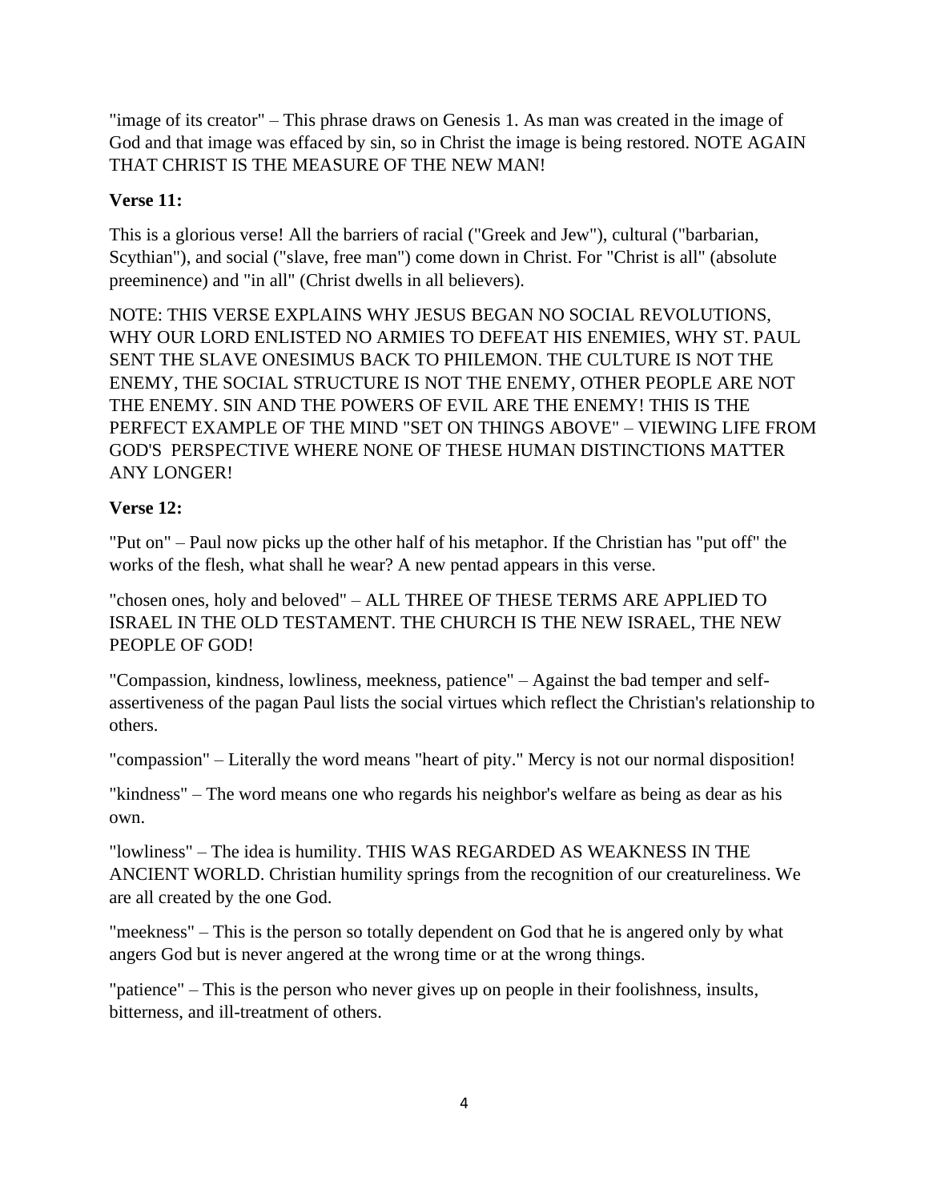"image of its creator" – This phrase draws on Genesis 1. As man was created in the image of God and that image was effaced by sin, so in Christ the image is being restored. NOTE AGAIN THAT CHRIST IS THE MEASURE OF THE NEW MAN!

**Verse 11:**

This is a glorious verse! All the barriers of racial ("Greek and Jew"), cultural ("barbarian, Scythian"), and social ("slave, free man") come down in Christ. For "Christ is all" (absolute preeminence) and "in all" (Christ dwells in all believers).

NOTE: THIS VERSE EXPLAINS WHY JESUS BEGAN NO SOCIAL REVOLUTIONS, WHY OUR LORD ENLISTED NO ARMIES TO DEFEAT HIS ENEMIES, WHY ST. PAUL SENT THE SLAVE ONESIMUS BACK TO PHILEMON. THE CULTURE IS NOT THE ENEMY, THE SOCIAL STRUCTURE IS NOT THE ENEMY, OTHER PEOPLE ARE NOT THE ENEMY. SIN AND THE POWERS OF EVIL ARE THE ENEMY! THIS IS THE PERFECT EXAMPLE OF THE MIND "SET ON THINGS ABOVE" – VIEWING LIFE FROM GOD'S PERSPECTIVE WHERE NONE OF THESE HUMAN DISTINCTIONS MATTER ANY LONGER!

**Verse 12:**

"Put on" – Paul now picks up the other half of his metaphor. If the Christian has "put off" the works of the flesh, what shall he wear? A new pentad appears in this verse.

"chosen ones, holy and beloved" – ALL THREE OF THESE TERMS ARE APPLIED TO ISRAEL IN THE OLD TESTAMENT. THE CHURCH IS THE NEW ISRAEL, THE NEW PEOPLE OF GOD!

"Compassion, kindness, lowliness, meekness, patience" – Against the bad temper and self-assertiveness of the pagan Paul lists the social virtues which reflect the Christian's relationship to others.

"compassion" – Literally the word means "heart of pity." Mercy is not our normal disposition!

"kindness" – The word means one who regards his neighbor's welfare as being as dear as his own.

"lowliness" – The idea is humility. THIS WAS REGARDED AS WEAKNESS IN THE ANCIENT WORLD. Christian humility springs from the recognition of our creatureliness. We are all created by the one God.

"meekness" – This is the person so totally dependent on God that he is angered only by what angers God but is never angered at the wrong time or at the wrong things.

"patience" – This is the person who never gives up on people in their foolishness, insults, bitterness, and ill-treatment of others.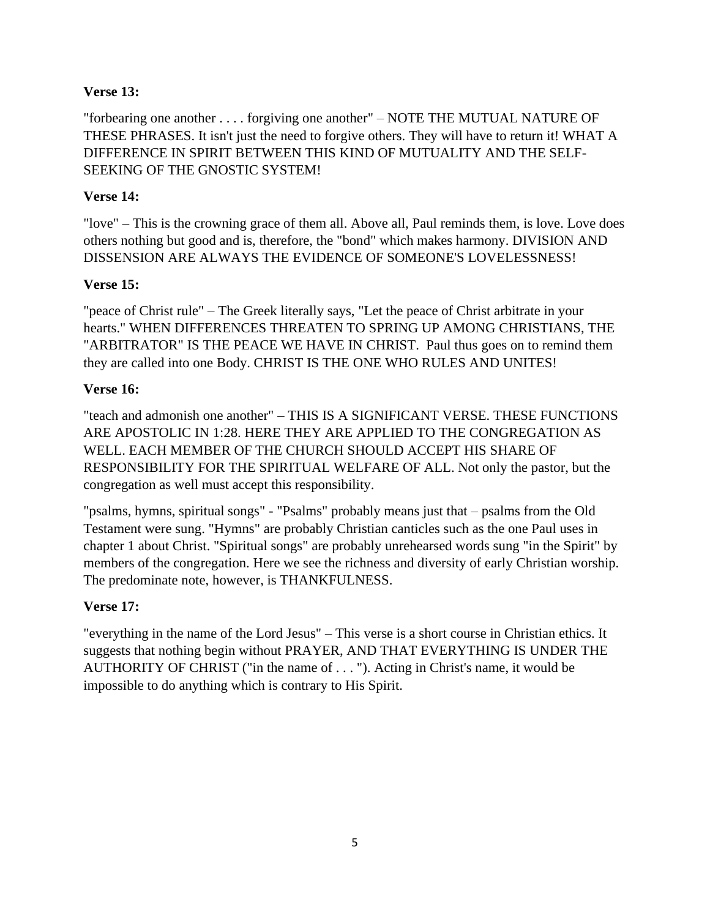**Verse 13:**

"forbearing one another . . . . forgiving one another" – NOTE THE MUTUAL NATURE OF THESE PHRASES. It isn't just the need to forgive others. They will have to return it! WHAT A DIFFERENCE IN SPIRIT BETWEEN THIS KIND OF MUTUALITY AND THE SELF-SEEKING OF THE GNOSTIC SYSTEM!

**Verse 14:**

"love" – This is the crowning grace of them all. Above all, Paul reminds them, is love. Love does others nothing but good and is, therefore, the "bond" which makes harmony. DIVISION AND DISSENSION ARE ALWAYS THE EVIDENCE OF SOMEONE'S LOVELESSNESS!

**Verse 15:**

"peace of Christ rule" – The Greek literally says, "Let the peace of Christ arbitrate in your hearts." WHEN DIFFERENCES THREATEN TO SPRING UP AMONG CHRISTIANS, THE "ARBITRATOR" IS THE PEACE WE HAVE IN CHRIST. Paul thus goes on to remind them they are called into one Body. CHRIST IS THE ONE WHO RULES AND UNITES!

**Verse 16:**

"teach and admonish one another" – THIS IS A SIGNIFICANT VERSE. THESE FUNCTIONS ARE APOSTOLIC IN 1:28. HERE THEY ARE APPLIED TO THE CONGREGATION AS WELL. EACH MEMBER OF THE CHURCH SHOULD ACCEPT HIS SHARE OF RESPONSIBILITY FOR THE SPIRITUAL WELFARE OF ALL. Not only the pastor, but the congregation as well must accept this responsibility.

"psalms, hymns, spiritual songs" - "Psalms" probably means just that – psalms from the Old Testament were sung. "Hymns" are probably Christian canticles such as the one Paul uses in chapter 1 about Christ. "Spiritual songs" are probably unrehearsed words sung "in the Spirit" by members of the congregation. Here we see the richness and diversity of early Christian worship. The predominate note, however, is THANKFULNESS.

**Verse 17:**

"everything in the name of the Lord Jesus" – This verse is a short course in Christian ethics. It suggests that nothing begin without PRAYER, AND THAT EVERYTHING IS UNDER THE AUTHORITY OF CHRIST ("in the name of . . . "). Acting in Christ's name, it would be impossible to do anything which is contrary to His Spirit.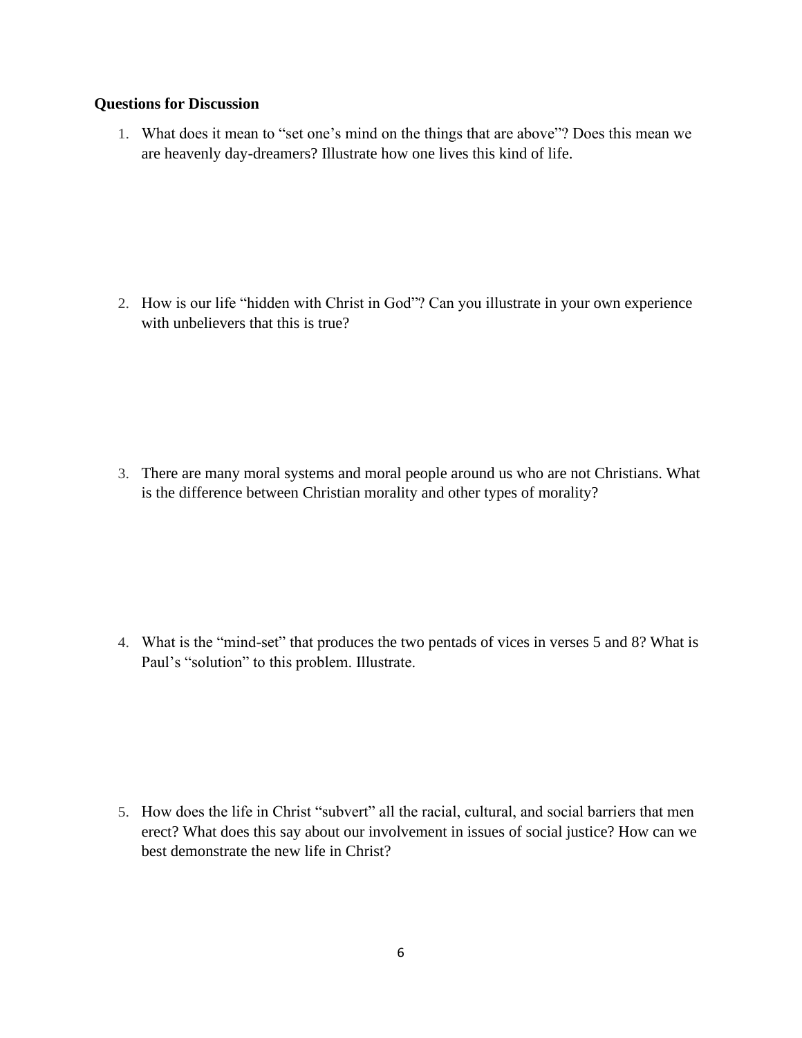**Questions for Discussion**

1. What does it mean to "set one's mind on the things that are above"? Does this mean we are heavenly day-dreamers? Illustrate how one lives this kind of life.

2. How is our life "hidden with Christ in God"? Can you illustrate in your own experience with unbelievers that this is true?

3. There are many moral systems and moral people around us who are not Christians. What is the difference between Christian morality and other types of morality?

4. What is the "mind-set" that produces the two pentads of vices in verses 5 and 8? What is Paul's "solution" to this problem. Illustrate.

5. How does the life in Christ "subvert" all the racial, cultural, and social barriers that men erect? What does this say about our involvement in issues of social justice? How can we best demonstrate the new life in Christ?